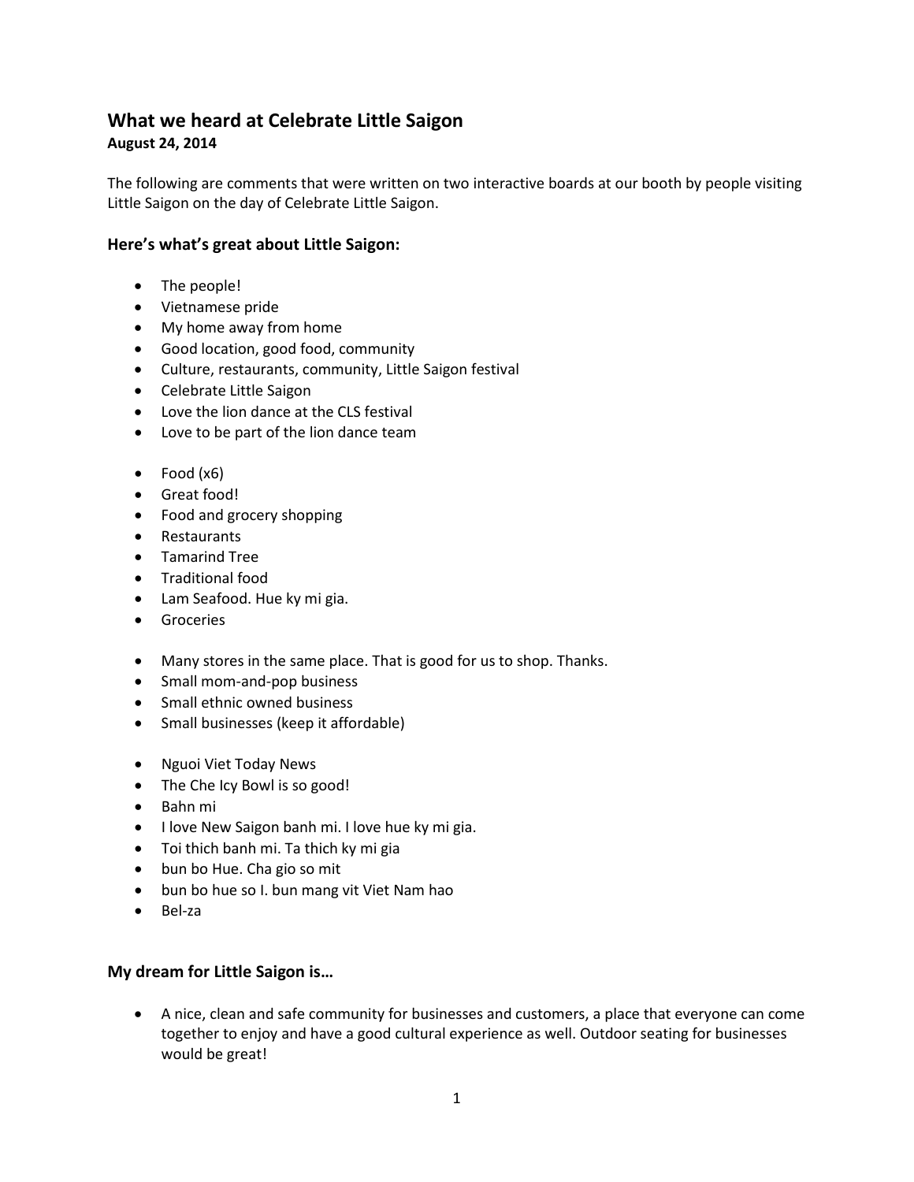# What we heard at Celebrate Little Saigon

**August 24, 2014**

The following are comments that were written on two interactive boards at our booth by people visiting Little Saigon on the day of Celebrate Little Saigon.

## Here's what's great about Little Saigon:

- The people!
- Vietnamese pride
- My home away from home
- Good location, good food, community
- Culture, restaurants, community, Little Saigon festival
- Celebrate Little Saigon
- Love the lion dance at the CLS festival
- Love to be part of the lion dance team

- Food (x6)
- Great food!
- Food and grocery shopping
- Restaurants
- Tamarind Tree
- Traditional food
- Lam Seafood. Hue ky mi gia.
- Groceries

- Many stores in the same place. That is good for us to shop. Thanks.
- Small mom-and-pop business
- Small ethnic owned business
- Small businesses (keep it affordable)

- Nguoi Viet Today News
- The Che Icy Bowl is so good!
- Bahn mi
- I love New Saigon banh mi. I love hue ky mi gia.
- Toi thich banh mi. Ta thich ky mi gia
- bun bo Hue. Cha gio so mit
- bun bo hue so I. bun mang vit Viet Nam hao
- Bel-za

## My dream for Little Saigon is…

- A nice, clean and safe community for businesses and customers, a place that everyone can come together to enjoy and have a good cultural experience as well. Outdoor seating for businesses would be great!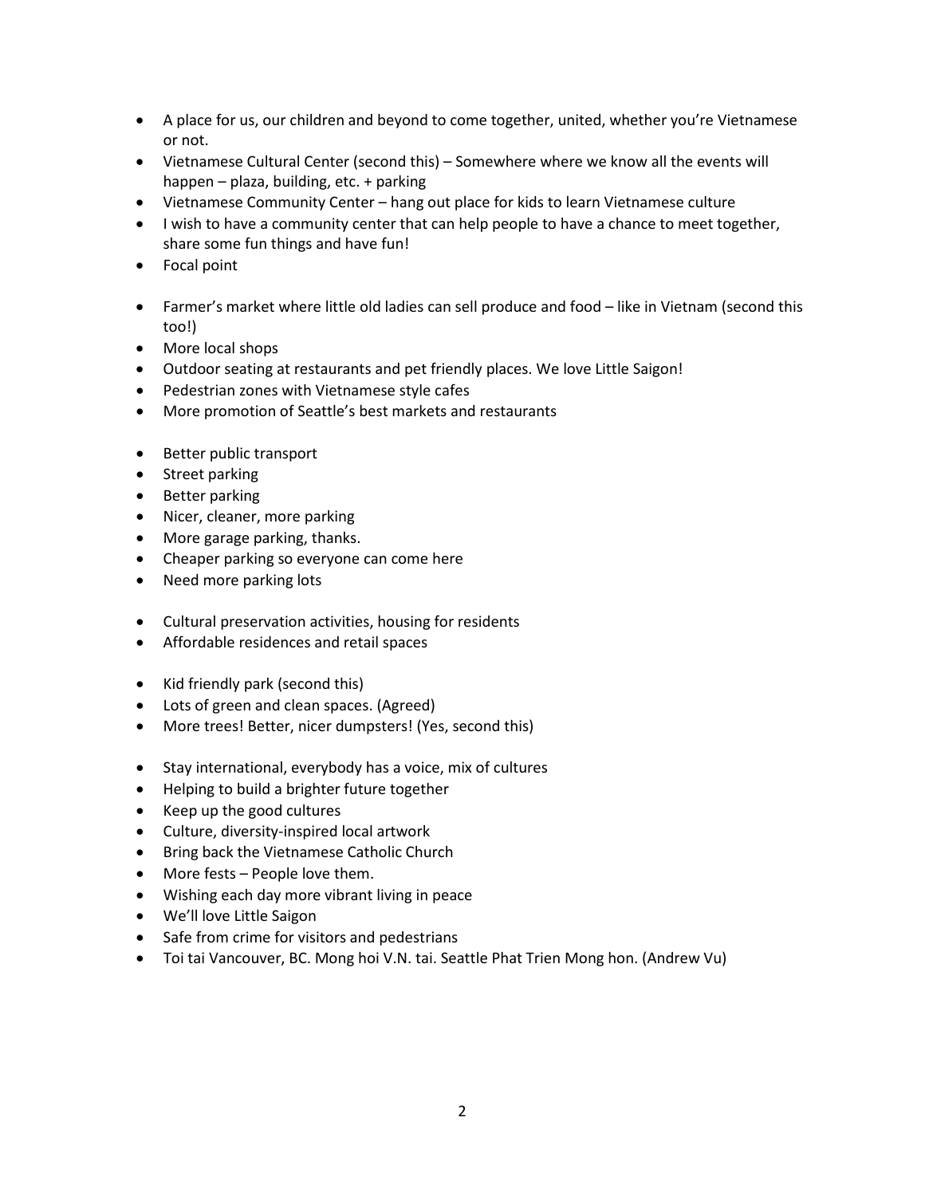- A place for us, our children and beyond to come together, united, whether you're Vietnamese or not.
- Vietnamese Cultural Center (second this) – Somewhere where we know all the events will happen – plaza, building, etc. + parking
- Vietnamese Community Center – hang out place for kids to learn Vietnamese culture
- I wish to have a community center that can help people to have a chance to meet together, share some fun things and have fun!
- Focal point

- Farmer's market where little old ladies can sell produce and food – like in Vietnam (second this too!)
- More local shops
- Outdoor seating at restaurants and pet friendly places. We love Little Saigon!
- Pedestrian zones with Vietnamese style cafes
- More promotion of Seattle's best markets and restaurants

- Better public transport
- Street parking
- Better parking
- Nicer, cleaner, more parking
- More garage parking, thanks.
- Cheaper parking so everyone can come here
- Need more parking lots

- Cultural preservation activities, housing for residents
- Affordable residences and retail spaces

- Kid friendly park (second this)
- Lots of green and clean spaces. (Agreed)
- More trees! Better, nicer dumpsters! (Yes, second this)

- Stay international, everybody has a voice, mix of cultures
- Helping to build a brighter future together
- Keep up the good cultures
- Culture, diversity-inspired local artwork
- Bring back the Vietnamese Catholic Church
- More fests – People love them.
- Wishing each day more vibrant living in peace
- We'll love Little Saigon
- Safe from crime for visitors and pedestrians
- Toi tai Vancouver, BC. Mong hoi V.N. tai. Seattle Phat Trien Mong hon. (Andrew Vu)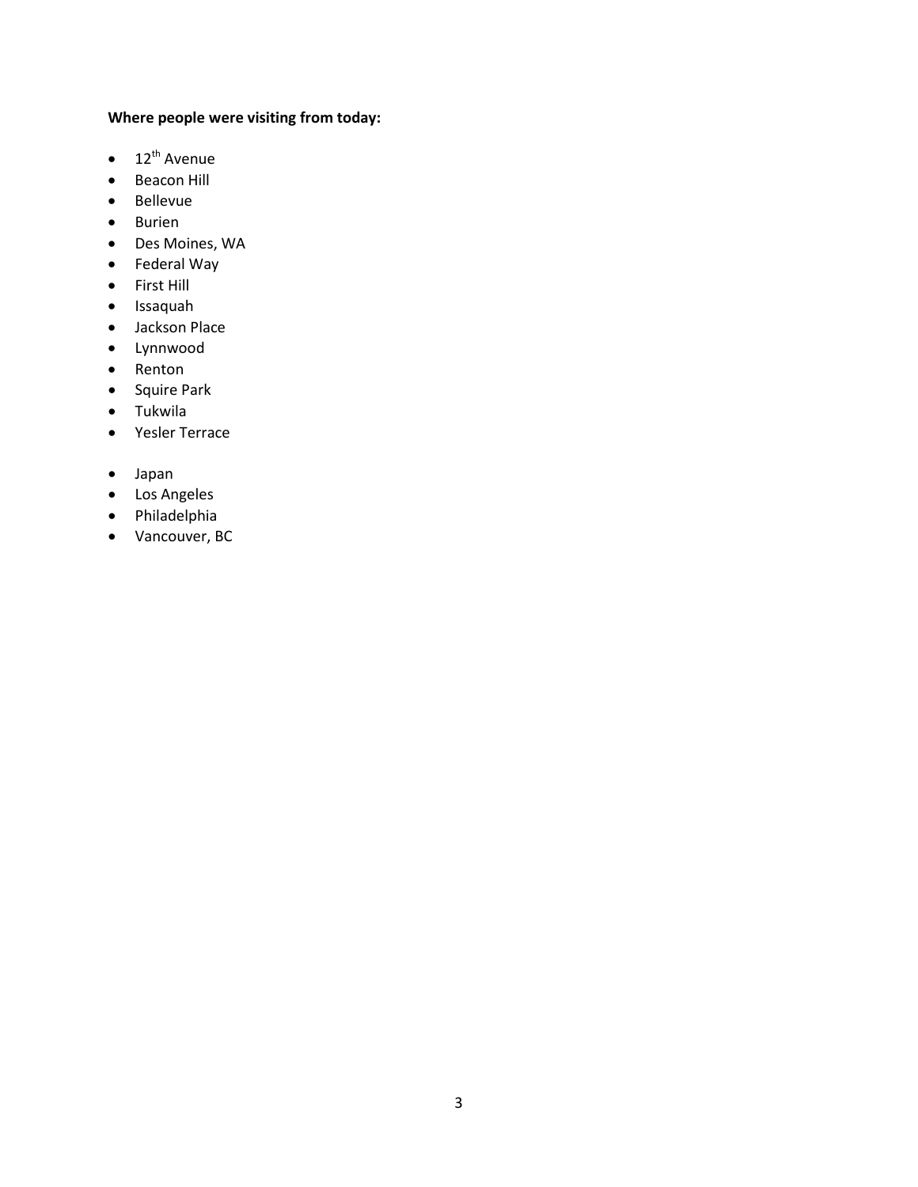**Where people were visiting from today:**

- $12^{th}$ Avenue
- Beacon Hill
- Bellevue
- Burien
- Des Moines, WA
- Federal Way
- First Hill
- Issaquah
- Jackson Place
- Lynnwood
- Renton
- Squire Park
- Tukwila
- Yesler Terrace

- Japan
- Los Angeles
- Philadelphia
- Vancouver, BC